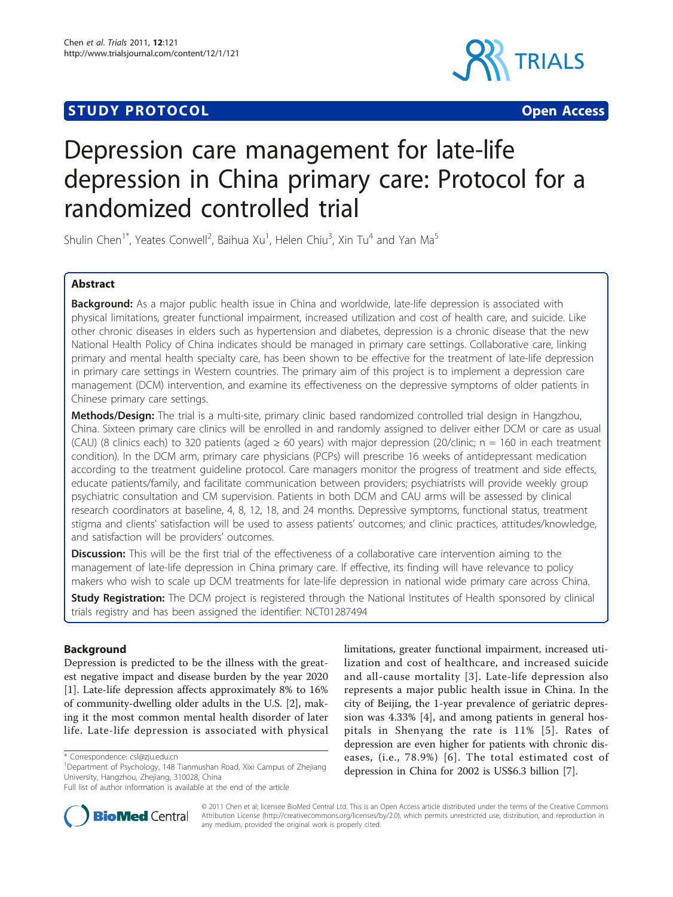STUDY PROTOCOL Open Access

# Depression care management for late-life depression in China primary care: Protocol for a randomized controlled trial

Shulin Chen[1*], Yeates Conwell[2], Baihua Xu[1], Helen Chiu[3], Xin Tu[4] and Yan Ma[5]

## Abstract

**Background:** As a major public health issue in China and worldwide, late-life depression is associated with physical limitations, greater functional impairment, increased utilization and cost of health care, and suicide. Like other chronic diseases in elders such as hypertension and diabetes, depression is a chronic disease that the new National Health Policy of China indicates should be managed in primary care settings. Collaborative care, linking primary and mental health specialty care, has been shown to be effective for the treatment of late-life depression in primary care settings in Western countries. The primary aim of this project is to implement a depression care management (DCM) intervention, and examine its effectiveness on the depressive symptoms of older patients in Chinese primary care settings.

**Methods/Design:** The trial is a multi-site, primary clinic based randomized controlled trial design in Hangzhou, China. Sixteen primary care clinics will be enrolled in and randomly assigned to deliver either DCM or care as usual (CAU) (8 clinics each) to 320 patients (aged ≥ 60 years) with major depression (20/clinic; n = 160 in each treatment condition). In the DCM arm, primary care physicians (PCPs) will prescribe 16 weeks of antidepressant medication according to the treatment guideline protocol. Care managers monitor the progress of treatment and side effects, educate patients/family, and facilitate communication between providers; psychiatrists will provide weekly group psychiatric consultation and CM supervision. Patients in both DCM and CAU arms will be assessed by clinical research coordinators at baseline, 4, 8, 12, 18, and 24 months. Depressive symptoms, functional status, treatment stigma and clients' satisfaction will be used to assess patients' outcomes; and clinic practices, attitudes/knowledge, and satisfaction will be providers' outcomes.

**Discussion:** This will be the first trial of the effectiveness of a collaborative care intervention aiming to the management of late-life depression in China primary care. If effective, its finding will have relevance to policy makers who wish to scale up DCM treatments for late-life depression in national wide primary care across China.

**Study Registration:** The DCM project is registered through the National Institutes of Health sponsored by clinical trials registry and has been assigned the identifier: NCT01287494

## Background

Depression is predicted to be the illness with the greatest negative impact and disease burden by the year 2020 [1]. Late-life depression affects approximately 8% to 16% of community-dwelling older adults in the U.S. [2], making it the most common mental health disorder of later life. Late-life depression is associated with physical limitations, greater functional impairment, increased utilization and cost of healthcare, and increased suicide and all-cause mortality [3]. Late-life depression also represents a major public health issue in China. In the city of Beijing, the 1-year prevalence of geriatric depression was 4.33% [4], and among patients in general hospitals in Shenyang the rate is 11% [5]. Rates of depression are even higher for patients with chronic diseases, (i.e., 78.9%) [6]. The total estimated cost of depression in China for 2002 is US$6.3 billion [7].

\* Correspondence: csl@zju.edu.cn
[1]Department of Psychology, 148 Tianmushan Road, Xixi Campus of Zhejiang University, Hangzhou, Zhejiang, 310028, China
Full list of author information is available at the end of the article

© 2011 Chen et al; licensee BioMed Central Ltd. This is an Open Access article distributed under the terms of the Creative Commons Attribution License (http://creativecommons.org/licenses/by/2.0), which permits unrestricted use, distribution, and reproduction in any medium, provided the original work is properly cited.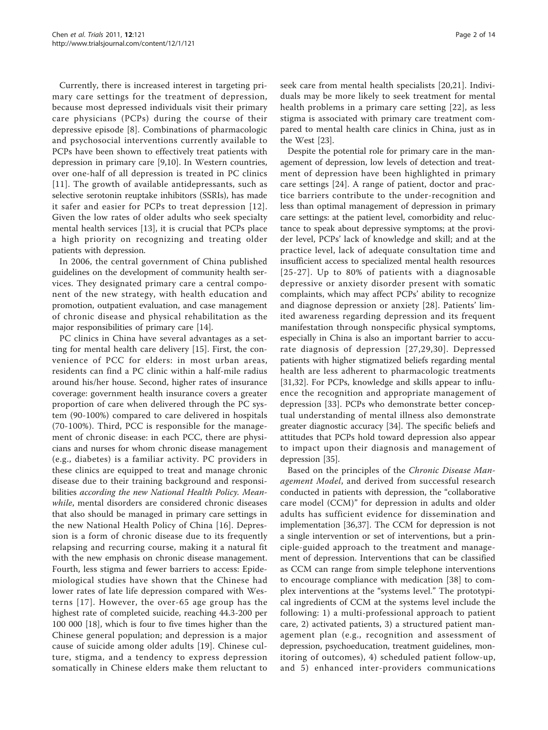Currently, there is increased interest in targeting primary care settings for the treatment of depression, because most depressed individuals visit their primary care physicians (PCPs) during the course of their depressive episode [8]. Combinations of pharmacologic and psychosocial interventions currently available to PCPs have been shown to effectively treat patients with depression in primary care [9,10]. In Western countries, over one-half of all depression is treated in PC clinics [11]. The growth of available antidepressants, such as selective serotonin reuptake inhibitors (SSRIs), has made it safer and easier for PCPs to treat depression [12]. Given the low rates of older adults who seek specialty mental health services [13], it is crucial that PCPs place a high priority on recognizing and treating older patients with depression.

In 2006, the central government of China published guidelines on the development of community health services. They designated primary care a central component of the new strategy, with health education and promotion, outpatient evaluation, and case management of chronic disease and physical rehabilitation as the major responsibilities of primary care [14].

PC clinics in China have several advantages as a setting for mental health care delivery [15]. First, the convenience of PCC for elders: in most urban areas, residents can find a PC clinic within a half-mile radius around his/her house. Second, higher rates of insurance coverage: government health insurance covers a greater proportion of care when delivered through the PC system (90-100%) compared to care delivered in hospitals (70-100%). Third, PCC is responsible for the management of chronic disease: in each PCC, there are physicians and nurses for whom chronic disease management (e.g., diabetes) is a familiar activity. PC providers in these clinics are equipped to treat and manage chronic disease due to their training background and responsibilities *according the new National Health Policy. Meanwhile*, mental disorders are considered chronic diseases that also should be managed in primary care settings in the new National Health Policy of China [16]. Depression is a form of chronic disease due to its frequently relapsing and recurring course, making it a natural fit with the new emphasis on chronic disease management. Fourth, less stigma and fewer barriers to access: Epidemiological studies have shown that the Chinese had lower rates of late life depression compared with Westerns [17]. However, the over-65 age group has the highest rate of completed suicide, reaching 44.3-200 per 100 000 [18], which is four to five times higher than the Chinese general population; and depression is a major cause of suicide among older adults [19]. Chinese culture, stigma, and a tendency to express depression somatically in Chinese elders make them reluctant to seek care from mental health specialists [20,21]. Individuals may be more likely to seek treatment for mental health problems in a primary care setting [22], as less stigma is associated with primary care treatment compared to mental health care clinics in China, just as in the West [23].

Despite the potential role for primary care in the management of depression, low levels of detection and treatment of depression have been highlighted in primary care settings [24]. A range of patient, doctor and practice barriers contribute to the under-recognition and less than optimal management of depression in primary care settings: at the patient level, comorbidity and reluctance to speak about depressive symptoms; at the provider level, PCPs' lack of knowledge and skill; and at the practice level, lack of adequate consultation time and insufficient access to specialized mental health resources [25-27]. Up to 80% of patients with a diagnosable depressive or anxiety disorder present with somatic complaints, which may affect PCPs' ability to recognize and diagnose depression or anxiety [28]. Patients' limited awareness regarding depression and its frequent manifestation through nonspecific physical symptoms, especially in China is also an important barrier to accurate diagnosis of depression [27,29,30]. Depressed patients with higher stigmatized beliefs regarding mental health are less adherent to pharmacologic treatments [31,32]. For PCPs, knowledge and skills appear to influence the recognition and appropriate management of depression [33]. PCPs who demonstrate better conceptual understanding of mental illness also demonstrate greater diagnostic accuracy [34]. The specific beliefs and attitudes that PCPs hold toward depression also appear to impact upon their diagnosis and management of depression [35].

Based on the principles of the *Chronic Disease Management Model*, and derived from successful research conducted in patients with depression, the "collaborative care model (CCM)" for depression in adults and older adults has sufficient evidence for dissemination and implementation [36,37]. The CCM for depression is not a single intervention or set of interventions, but a principle-guided approach to the treatment and management of depression. Interventions that can be classified as CCM can range from simple telephone interventions to encourage compliance with medication [38] to complex interventions at the "systems level." The prototypical ingredients of CCM at the systems level include the following: 1) a multi-professional approach to patient care, 2) activated patients, 3) a structured patient management plan (e.g., recognition and assessment of depression, psychoeducation, treatment guidelines, monitoring of outcomes), 4) scheduled patient follow-up, and 5) enhanced inter-providers communications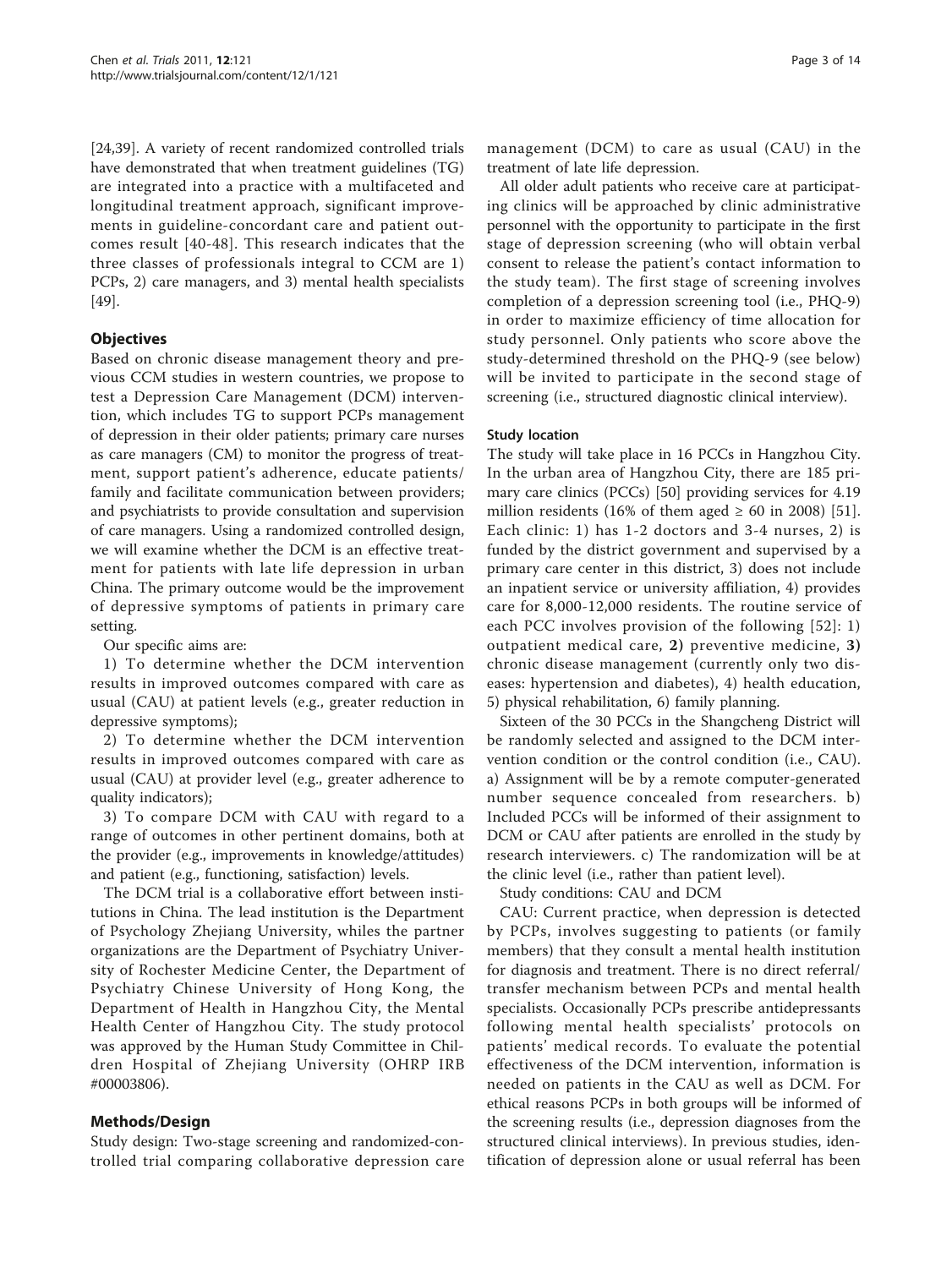[24,39]. A variety of recent randomized controlled trials have demonstrated that when treatment guidelines (TG) are integrated into a practice with a multifaceted and longitudinal treatment approach, significant improvements in guideline-concordant care and patient outcomes result [40-48]. This research indicates that the three classes of professionals integral to CCM are 1) PCPs, 2) care managers, and 3) mental health specialists [49].

## Objectives

Based on chronic disease management theory and previous CCM studies in western countries, we propose to test a Depression Care Management (DCM) intervention, which includes TG to support PCPs management of depression in their older patients; primary care nurses as care managers (CM) to monitor the progress of treatment, support patient's adherence, educate patients/family and facilitate communication between providers; and psychiatrists to provide consultation and supervision of care managers. Using a randomized controlled design, we will examine whether the DCM is an effective treatment for patients with late life depression in urban China. The primary outcome would be the improvement of depressive symptoms of patients in primary care setting.

Our specific aims are:

1) To determine whether the DCM intervention results in improved outcomes compared with care as usual (CAU) at patient levels (e.g., greater reduction in depressive symptoms);

2) To determine whether the DCM intervention results in improved outcomes compared with care as usual (CAU) at provider level (e.g., greater adherence to quality indicators);

3) To compare DCM with CAU with regard to a range of outcomes in other pertinent domains, both at the provider (e.g., improvements in knowledge/attitudes) and patient (e.g., functioning, satisfaction) levels.

The DCM trial is a collaborative effort between institutions in China. The lead institution is the Department of Psychology Zhejiang University, whiles the partner organizations are the Department of Psychiatry University of Rochester Medicine Center, the Department of Psychiatry Chinese University of Hong Kong, the Department of Health in Hangzhou City, the Mental Health Center of Hangzhou City. The study protocol was approved by the Human Study Committee in Children Hospital of Zhejiang University (OHRP IRB #00003806).

## Methods/Design

Study design: Two-stage screening and randomized-controlled trial comparing collaborative depression care management (DCM) to care as usual (CAU) in the treatment of late life depression.

All older adult patients who receive care at participating clinics will be approached by clinic administrative personnel with the opportunity to participate in the first stage of depression screening (who will obtain verbal consent to release the patient's contact information to the study team). The first stage of screening involves completion of a depression screening tool (i.e., PHQ-9) in order to maximize efficiency of time allocation for study personnel. Only patients who score above the study-determined threshold on the PHQ-9 (see below) will be invited to participate in the second stage of screening (i.e., structured diagnostic clinical interview).

### Study location

The study will take place in 16 PCCs in Hangzhou City. In the urban area of Hangzhou City, there are 185 primary care clinics (PCCs) [50] providing services for 4.19 million residents (16% of them aged ≥ 60 in 2008) [51]. Each clinic: 1) has 1-2 doctors and 3-4 nurses, 2) is funded by the district government and supervised by a primary care center in this district, 3) does not include an inpatient service or university affiliation, 4) provides care for 8,000-12,000 residents. The routine service of each PCC involves provision of the following [52]: 1) outpatient medical care, **2)** preventive medicine, **3)** chronic disease management (currently only two diseases: hypertension and diabetes), 4) health education, 5) physical rehabilitation, 6) family planning.

Sixteen of the 30 PCCs in the Shangcheng District will be randomly selected and assigned to the DCM intervention condition or the control condition (i.e., CAU). a) Assignment will be by a remote computer-generated number sequence concealed from researchers. b) Included PCCs will be informed of their assignment to DCM or CAU after patients are enrolled in the study by research interviewers. c) The randomization will be at the clinic level (i.e., rather than patient level).

Study conditions: CAU and DCM

CAU: Current practice, when depression is detected by PCPs, involves suggesting to patients (or family members) that they consult a mental health institution for diagnosis and treatment. There is no direct referral/transfer mechanism between PCPs and mental health specialists. Occasionally PCPs prescribe antidepressants following mental health specialists' protocols on patients' medical records. To evaluate the potential effectiveness of the DCM intervention, information is needed on patients in the CAU as well as DCM. For ethical reasons PCPs in both groups will be informed of the screening results (i.e., depression diagnoses from the structured clinical interviews). In previous studies, identification of depression alone or usual referral has been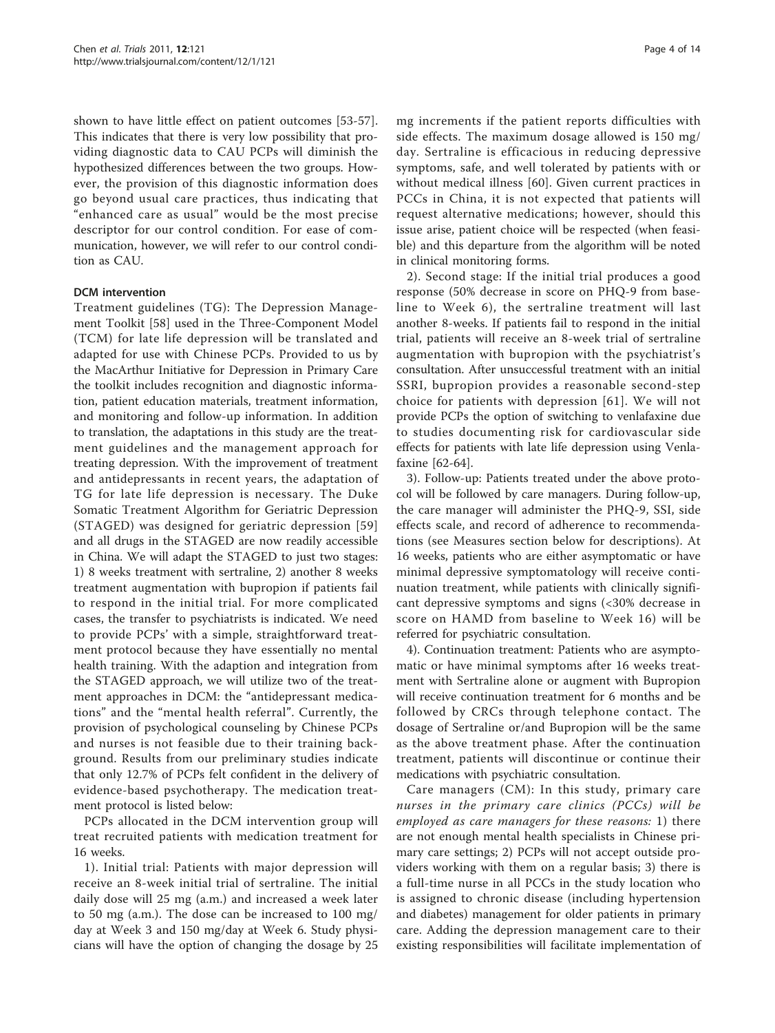shown to have little effect on patient outcomes [53-57]. This indicates that there is very low possibility that providing diagnostic data to CAU PCPs will diminish the hypothesized differences between the two groups. However, the provision of this diagnostic information does go beyond usual care practices, thus indicating that "enhanced care as usual" would be the most precise descriptor for our control condition. For ease of communication, however, we will refer to our control condition as CAU.

### DCM intervention

Treatment guidelines (TG): The Depression Management Toolkit [58] used in the Three-Component Model (TCM) for late life depression will be translated and adapted for use with Chinese PCPs. Provided to us by the MacArthur Initiative for Depression in Primary Care the toolkit includes recognition and diagnostic information, patient education materials, treatment information, and monitoring and follow-up information. In addition to translation, the adaptations in this study are the treatment guidelines and the management approach for treating depression. With the improvement of treatment and antidepressants in recent years, the adaptation of TG for late life depression is necessary. The Duke Somatic Treatment Algorithm for Geriatric Depression (STAGED) was designed for geriatric depression [59] and all drugs in the STAGED are now readily accessible in China. We will adapt the STAGED to just two stages: 1) 8 weeks treatment with sertraline, 2) another 8 weeks treatment augmentation with bupropion if patients fail to respond in the initial trial. For more complicated cases, the transfer to psychiatrists is indicated. We need to provide PCPs' with a simple, straightforward treatment protocol because they have essentially no mental health training. With the adaption and integration from the STAGED approach, we will utilize two of the treatment approaches in DCM: the "antidepressant medications" and the "mental health referral". Currently, the provision of psychological counseling by Chinese PCPs and nurses is not feasible due to their training background. Results from our preliminary studies indicate that only 12.7% of PCPs felt confident in the delivery of evidence-based psychotherapy. The medication treatment protocol is listed below:

PCPs allocated in the DCM intervention group will treat recruited patients with medication treatment for 16 weeks.

1). Initial trial: Patients with major depression will receive an 8-week initial trial of sertraline. The initial daily dose will 25 mg (a.m.) and increased a week later to 50 mg (a.m.). The dose can be increased to 100 mg/day at Week 3 and 150 mg/day at Week 6. Study physicians will have the option of changing the dosage by 25 mg increments if the patient reports difficulties with side effects. The maximum dosage allowed is 150 mg/day. Sertraline is efficacious in reducing depressive symptoms, safe, and well tolerated by patients with or without medical illness [60]. Given current practices in PCCs in China, it is not expected that patients will request alternative medications; however, should this issue arise, patient choice will be respected (when feasible) and this departure from the algorithm will be noted in clinical monitoring forms.

2). Second stage: If the initial trial produces a good response (50% decrease in score on PHQ-9 from baseline to Week 6), the sertraline treatment will last another 8-weeks. If patients fail to respond in the initial trial, patients will receive an 8-week trial of sertraline augmentation with bupropion with the psychiatrist's consultation. After unsuccessful treatment with an initial SSRI, bupropion provides a reasonable second-step choice for patients with depression [61]. We will not provide PCPs the option of switching to venlafaxine due to studies documenting risk for cardiovascular side effects for patients with late life depression using Venlafaxine [62-64].

3). Follow-up: Patients treated under the above protocol will be followed by care managers. During follow-up, the care manager will administer the PHQ-9, SSI, side effects scale, and record of adherence to recommendations (see Measures section below for descriptions). At 16 weeks, patients who are either asymptomatic or have minimal depressive symptomatology will receive continuation treatment, while patients with clinically significant depressive symptoms and signs (<30% decrease in score on HAMD from baseline to Week 16) will be referred for psychiatric consultation.

4). Continuation treatment: Patients who are asymptomatic or have minimal symptoms after 16 weeks treatment with Sertraline alone or augment with Bupropion will receive continuation treatment for 6 months and be followed by CRCs through telephone contact. The dosage of Sertraline or/and Bupropion will be the same as the above treatment phase. After the continuation treatment, patients will discontinue or continue their medications with psychiatric consultation.

Care managers (CM): In this study, primary care *nurses in the primary care clinics (PCCs) will be employed as care managers for these reasons:* 1) there are not enough mental health specialists in Chinese primary care settings; 2) PCPs will not accept outside providers working with them on a regular basis; 3) there is a full-time nurse in all PCCs in the study location who is assigned to chronic disease (including hypertension and diabetes) management for older patients in primary care. Adding the depression management care to their existing responsibilities will facilitate implementation of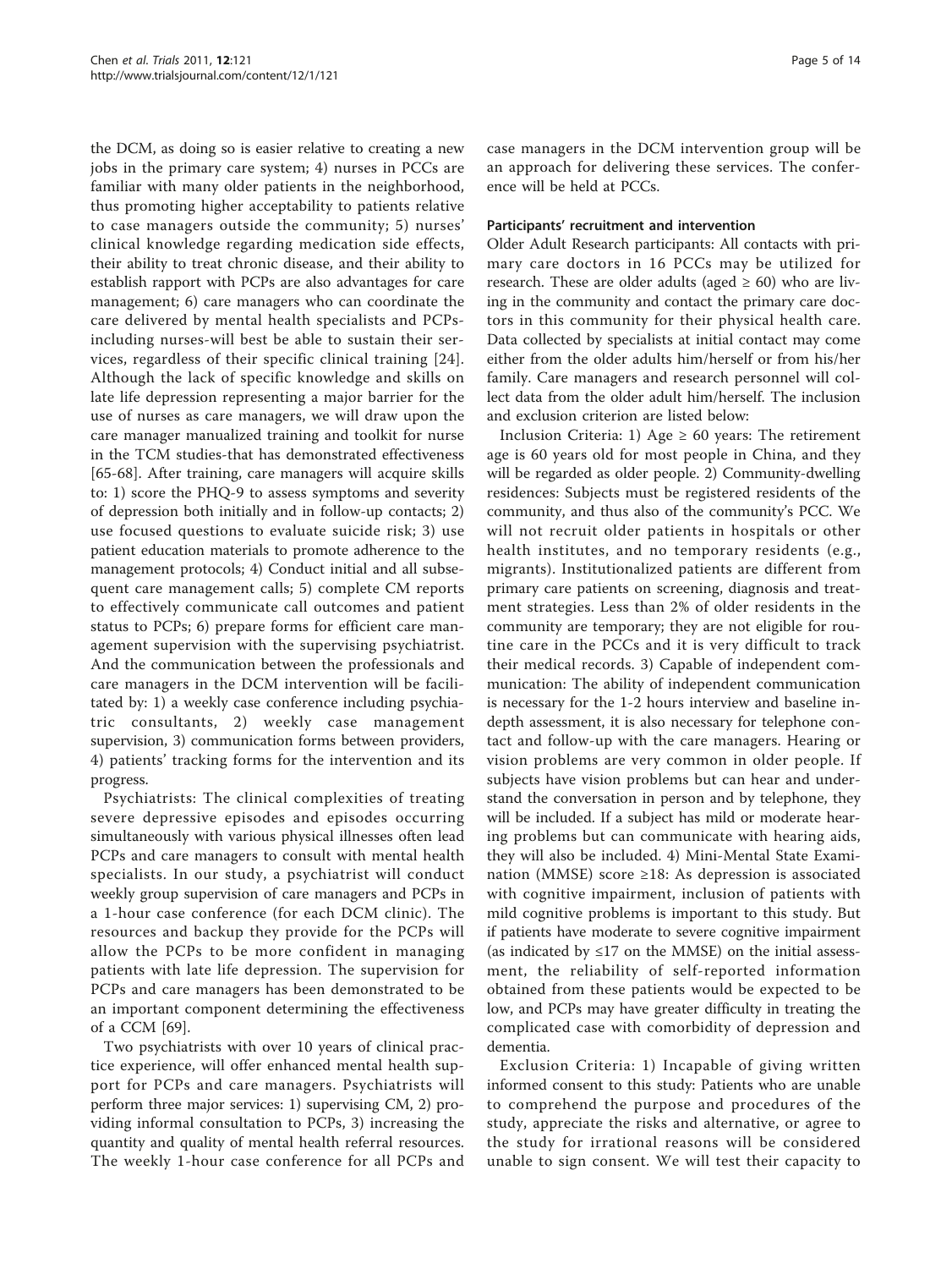the DCM, as doing so is easier relative to creating a new jobs in the primary care system; 4) nurses in PCCs are familiar with many older patients in the neighborhood, thus promoting higher acceptability to patients relative to case managers outside the community; 5) nurses' clinical knowledge regarding medication side effects, their ability to treat chronic disease, and their ability to establish rapport with PCPs are also advantages for care management; 6) care managers who can coordinate the care delivered by mental health specialists and PCPs-including nurses-will best be able to sustain their services, regardless of their specific clinical training [24]. Although the lack of specific knowledge and skills on late life depression representing a major barrier for the use of nurses as care managers, we will draw upon the care manager manualized training and toolkit for nurse in the TCM studies-that has demonstrated effectiveness [65-68]. After training, care managers will acquire skills to: 1) score the PHQ-9 to assess symptoms and severity of depression both initially and in follow-up contacts; 2) use focused questions to evaluate suicide risk; 3) use patient education materials to promote adherence to the management protocols; 4) Conduct initial and all subsequent care management calls; 5) complete CM reports to effectively communicate call outcomes and patient status to PCPs; 6) prepare forms for efficient care management supervision with the supervising psychiatrist. And the communication between the professionals and care managers in the DCM intervention will be facilitated by: 1) a weekly case conference including psychiatric consultants, 2) weekly case management supervision, 3) communication forms between providers, 4) patients' tracking forms for the intervention and its progress.

Psychiatrists: The clinical complexities of treating severe depressive episodes and episodes occurring simultaneously with various physical illnesses often lead PCPs and care managers to consult with mental health specialists. In our study, a psychiatrist will conduct weekly group supervision of care managers and PCPs in a 1-hour case conference (for each DCM clinic). The resources and backup they provide for the PCPs will allow the PCPs to be more confident in managing patients with late life depression. The supervision for PCPs and care managers has been demonstrated to be an important component determining the effectiveness of a CCM [69].

Two psychiatrists with over 10 years of clinical practice experience, will offer enhanced mental health support for PCPs and care managers. Psychiatrists will perform three major services: 1) supervising CM, 2) providing informal consultation to PCPs, 3) increasing the quantity and quality of mental health referral resources. The weekly 1-hour case conference for all PCPs and case managers in the DCM intervention group will be an approach for delivering these services. The conference will be held at PCCs.

#### Participants' recruitment and intervention

Older Adult Research participants: All contacts with primary care doctors in 16 PCCs may be utilized for research. These are older adults (aged ≥ 60) who are living in the community and contact the primary care doctors in this community for their physical health care. Data collected by specialists at initial contact may come either from the older adults him/herself or from his/her family. Care managers and research personnel will collect data from the older adult him/herself. The inclusion and exclusion criterion are listed below:

Inclusion Criteria: 1) Age ≥ 60 years: The retirement age is 60 years old for most people in China, and they will be regarded as older people. 2) Community-dwelling residences: Subjects must be registered residents of the community, and thus also of the community's PCC. We will not recruit older patients in hospitals or other health institutes, and no temporary residents (e.g., migrants). Institutionalized patients are different from primary care patients on screening, diagnosis and treatment strategies. Less than 2% of older residents in the community are temporary; they are not eligible for routine care in the PCCs and it is very difficult to track their medical records. 3) Capable of independent communication: The ability of independent communication is necessary for the 1-2 hours interview and baseline in-depth assessment, it is also necessary for telephone contact and follow-up with the care managers. Hearing or vision problems are very common in older people. If subjects have vision problems but can hear and understand the conversation in person and by telephone, they will be included. If a subject has mild or moderate hearing problems but can communicate with hearing aids, they will also be included. 4) Mini-Mental State Examination (MMSE) score ≥18: As depression is associated with cognitive impairment, inclusion of patients with mild cognitive problems is important to this study. But if patients have moderate to severe cognitive impairment (as indicated by ≤17 on the MMSE) on the initial assessment, the reliability of self-reported information obtained from these patients would be expected to be low, and PCPs may have greater difficulty in treating the complicated case with comorbidity of depression and dementia.

Exclusion Criteria: 1) Incapable of giving written informed consent to this study: Patients who are unable to comprehend the purpose and procedures of the study, appreciate the risks and alternative, or agree to the study for irrational reasons will be considered unable to sign consent. We will test their capacity to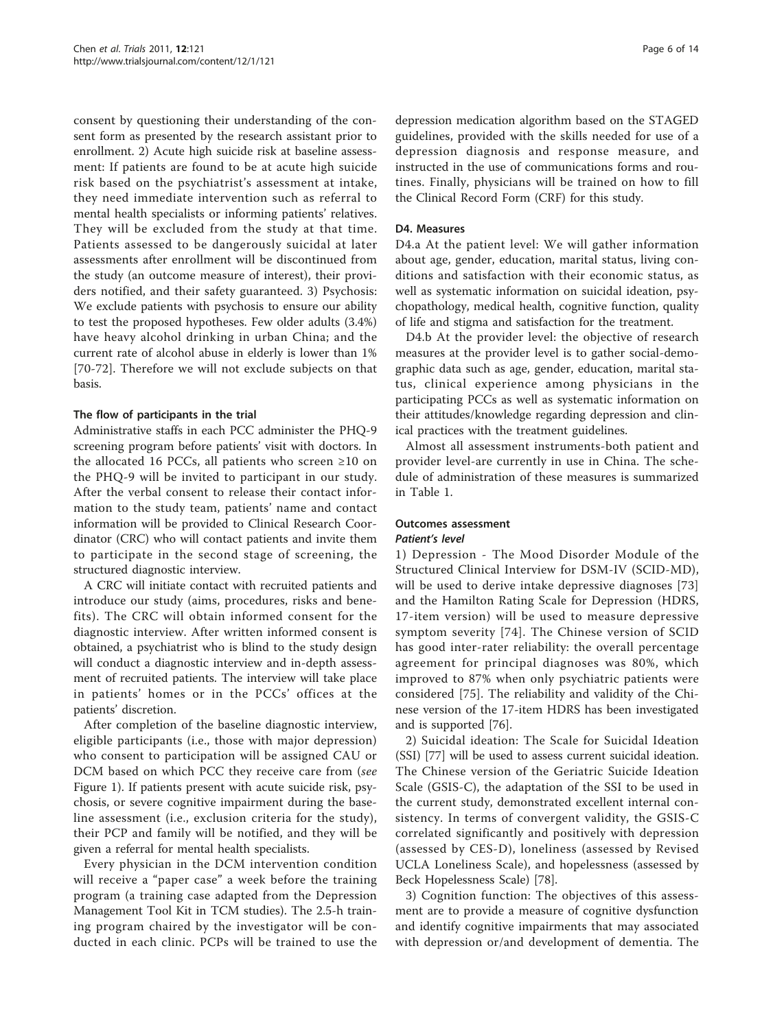consent by questioning their understanding of the consent form as presented by the research assistant prior to enrollment. 2) Acute high suicide risk at baseline assessment: If patients are found to be at acute high suicide risk based on the psychiatrist's assessment at intake, they need immediate intervention such as referral to mental health specialists or informing patients' relatives. They will be excluded from the study at that time. Patients assessed to be dangerously suicidal at later assessments after enrollment will be discontinued from the study (an outcome measure of interest), their providers notified, and their safety guaranteed. 3) Psychosis: We exclude patients with psychosis to ensure our ability to test the proposed hypotheses. Few older adults (3.4%) have heavy alcohol drinking in urban China; and the current rate of alcohol abuse in elderly is lower than 1% [70-72]. Therefore we will not exclude subjects on that basis.

### The flow of participants in the trial

Administrative staffs in each PCC administer the PHQ-9 screening program before patients' visit with doctors. In the allocated 16 PCCs, all patients who screen ≥10 on the PHQ-9 will be invited to participant in our study. After the verbal consent to release their contact information to the study team, patients' name and contact information will be provided to Clinical Research Coordinator (CRC) who will contact patients and invite them to participate in the second stage of screening, the structured diagnostic interview.

A CRC will initiate contact with recruited patients and introduce our study (aims, procedures, risks and benefits). The CRC will obtain informed consent for the diagnostic interview. After written informed consent is obtained, a psychiatrist who is blind to the study design will conduct a diagnostic interview and in-depth assessment of recruited patients. The interview will take place in patients' homes or in the PCCs' offices at the patients' discretion.

After completion of the baseline diagnostic interview, eligible participants (i.e., those with major depression) who consent to participation will be assigned CAU or DCM based on which PCC they receive care from (*see* Figure 1). If patients present with acute suicide risk, psychosis, or severe cognitive impairment during the baseline assessment (i.e., exclusion criteria for the study), their PCP and family will be notified, and they will be given a referral for mental health specialists.

Every physician in the DCM intervention condition will receive a "paper case" a week before the training program (a training case adapted from the Depression Management Tool Kit in TCM studies). The 2.5-h training program chaired by the investigator will be conducted in each clinic. PCPs will be trained to use the depression medication algorithm based on the STAGED guidelines, provided with the skills needed for use of a depression diagnosis and response measure, and instructed in the use of communications forms and routines. Finally, physicians will be trained on how to fill the Clinical Record Form (CRF) for this study.

### D4. Measures

D4.a At the patient level: We will gather information about age, gender, education, marital status, living conditions and satisfaction with their economic status, as well as systematic information on suicidal ideation, psychopathology, medical health, cognitive function, quality of life and stigma and satisfaction for the treatment.

D4.b At the provider level: the objective of research measures at the provider level is to gather social-demographic data such as age, gender, education, marital status, clinical experience among physicians in the participating PCCs as well as systematic information on their attitudes/knowledge regarding depression and clinical practices with the treatment guidelines.

Almost all assessment instruments-both patient and provider level-are currently in use in China. The schedule of administration of these measures is summarized in Table 1.

### Outcomes assessment

#### *Patient's level*

1) Depression - The Mood Disorder Module of the Structured Clinical Interview for DSM-IV (SCID-MD), will be used to derive intake depressive diagnoses [73] and the Hamilton Rating Scale for Depression (HDRS, 17-item version) will be used to measure depressive symptom severity [74]. The Chinese version of SCID has good inter-rater reliability: the overall percentage agreement for principal diagnoses was 80%, which improved to 87% when only psychiatric patients were considered [75]. The reliability and validity of the Chinese version of the 17-item HDRS has been investigated and is supported [76].

2) Suicidal ideation: The Scale for Suicidal Ideation (SSI) [77] will be used to assess current suicidal ideation. The Chinese version of the Geriatric Suicide Ideation Scale (GSIS-C), the adaptation of the SSI to be used in the current study, demonstrated excellent internal consistency. In terms of convergent validity, the GSIS-C correlated significantly and positively with depression (assessed by CES-D), loneliness (assessed by Revised UCLA Loneliness Scale), and hopelessness (assessed by Beck Hopelessness Scale) [78].

3) Cognition function: The objectives of this assessment are to provide a measure of cognitive dysfunction and identify cognitive impairments that may associated with depression or/and development of dementia. The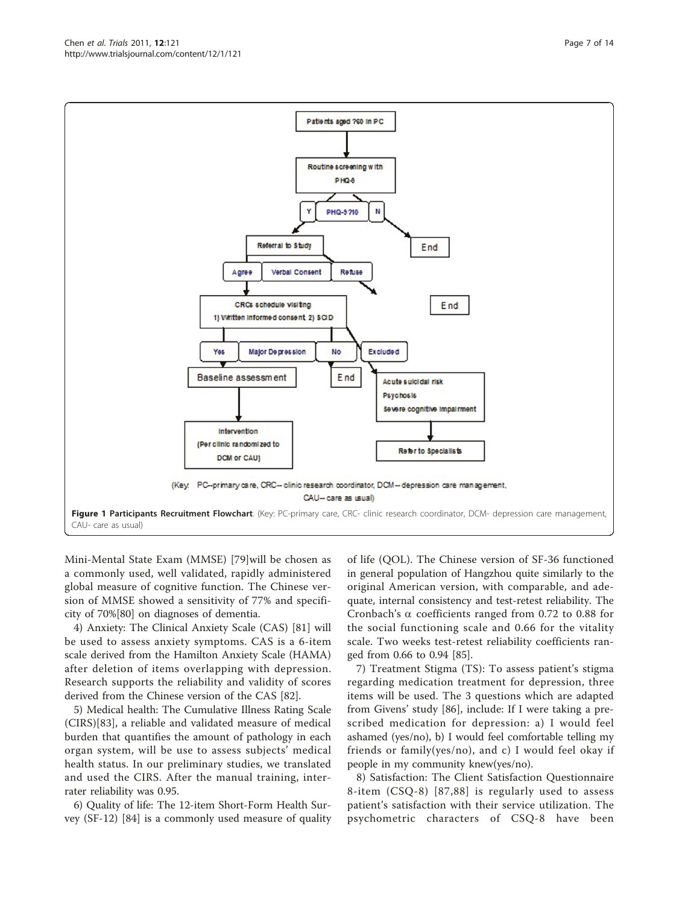Figure 1 **Participants Recruitment Flowchart**. (Key: PC-primary care, CRC- clinic research coordinator, DCM- depression care management, CAU- care as usual)

Mini-Mental State Exam (MMSE) [79]will be chosen as a commonly used, well validated, rapidly administered global measure of cognitive function. The Chinese version of MMSE showed a sensitivity of 77% and specificity of 70%[80] on diagnoses of dementia.

4) Anxiety: The Clinical Anxiety Scale (CAS) [81] will be used to assess anxiety symptoms. CAS is a 6-item scale derived from the Hamilton Anxiety Scale (HAMA) after deletion of items overlapping with depression. Research supports the reliability and validity of scores derived from the Chinese version of the CAS [82].

5) Medical health: The Cumulative Illness Rating Scale (CIRS)[83], a reliable and validated measure of medical burden that quantifies the amount of pathology in each organ system, will be use to assess subjects' medical health status. In our preliminary studies, we translated and used the CIRS. After the manual training, inter-rater reliability was 0.95.

6) Quality of life: The 12-item Short-Form Health Survey (SF-12) [84] is a commonly used measure of quality of life (QOL). The Chinese version of SF-36 functioned in general population of Hangzhou quite similarly to the original American version, with comparable, and adequate, internal consistency and test-retest reliability. The Cronbach's $\alpha$ coefficients ranged from 0.72 to 0.88 for the social functioning scale and 0.66 for the vitality scale. Two weeks test-retest reliability coefficients ranged from 0.66 to 0.94 [85].

7) Treatment Stigma (TS): To assess patient's stigma regarding medication treatment for depression, three items will be used. The 3 questions which are adapted from Givens' study [86], include: If I were taking a prescribed medication for depression: a) I would feel ashamed (yes/no), b) I would feel comfortable telling my friends or family(yes/no), and c) I would feel okay if people in my community knew(yes/no).

8) Satisfaction: The Client Satisfaction Questionnaire 8-item (CSQ-8) [87,88] is regularly used to assess patient's satisfaction with their service utilization. The psychometric characters of CSQ-8 have been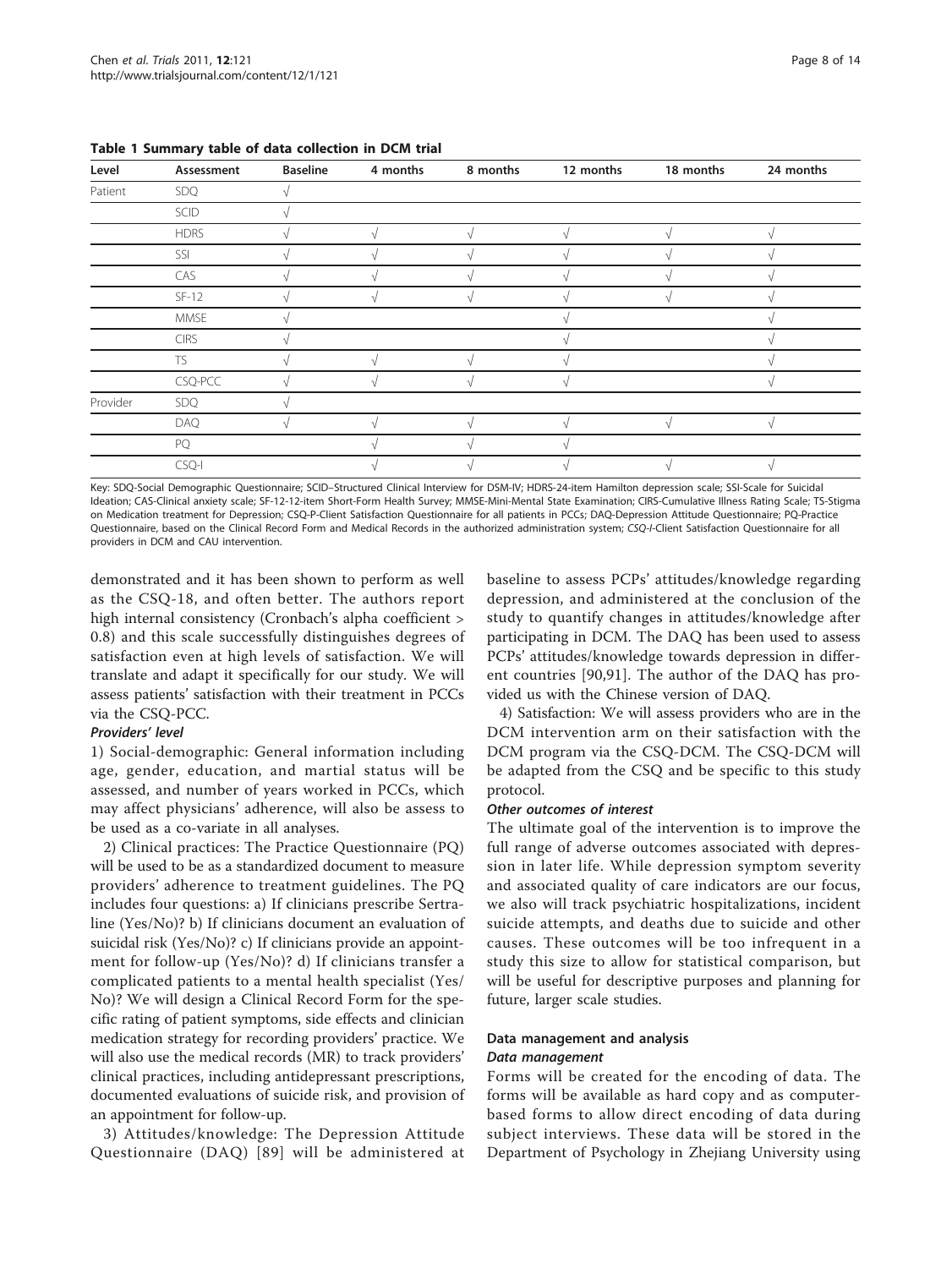**Table 1 Summary table of data collection in DCM trial**

| Level | Assessment | Baseline | 4 months | 8 months | 12 months | 18 months | 24 months |
|---|---|---|---|---|---|---|---|
| Patient | SDQ | √ | | | | | |
| | SCID | √ | | | | | |
| | HDRS | √ | √ | √ | √ | √ | √ |
| | SSI | √ | √ | √ | √ | √ | √ |
| | CAS | √ | √ | √ | √ | √ | √ |
| | SF-12 | √ | √ | √ | √ | √ | √ |
| | MMSE | √ | | | √ | | √ |
| | CIRS | √ | | | √ | | √ |
| | TS | √ | √ | √ | √ | | √ |
| | CSQ-PCC | √ | √ | √ | √ | | √ |
| Provider | SDQ | √ | | | | | |
| | DAQ | √ | √ | √ | √ | √ | √ |
| | PQ | | √ | √ | √ | | |
| | CSQ-I | | √ | √ | √ | √ | √ |

Key: SDQ-Social Demographic Questionnaire; SCID–Structured Clinical Interview for DSM-IV; HDRS-24-item Hamilton depression scale; SSI-Scale for Suicidal Ideation; CAS-Clinical anxiety scale; SF-12-12-item Short-Form Health Survey; MMSE-Mini-Mental State Examination; CIRS-Cumulative Illness Rating Scale; TS-Stigma on Medication treatment for Depression; CSQ-P-Client Satisfaction Questionnaire for all patients in PCCs; DAQ-Depression Attitude Questionnaire; PQ-Practice Questionnaire, based on the Clinical Record Form and Medical Records in the authorized administration system; *CSQ-I*-Client Satisfaction Questionnaire for all providers in DCM and CAU intervention.

demonstrated and it has been shown to perform as well as the CSQ-18, and often better. The authors report high internal consistency (Cronbach's alpha coefficient > 0.8) and this scale successfully distinguishes degrees of satisfaction even at high levels of satisfaction. We will translate and adapt it specifically for our study. We will assess patients' satisfaction with their treatment in PCCs via the CSQ-PCC.

#### *Providers' level*

1) Social-demographic: General information including age, gender, education, and martial status will be assessed, and number of years worked in PCCs, which may affect physicians' adherence, will also be assess to be used as a co-variate in all analyses.

2) Clinical practices: The Practice Questionnaire (PQ) will be used to be as a standardized document to measure providers' adherence to treatment guidelines. The PQ includes four questions: a) If clinicians prescribe Sertraline (Yes/No)? b) If clinicians document an evaluation of suicidal risk (Yes/No)? c) If clinicians provide an appointment for follow-up (Yes/No)? d) If clinicians transfer a complicated patients to a mental health specialist (Yes/No)? We will design a Clinical Record Form for the specific rating of patient symptoms, side effects and clinician medication strategy for recording providers' practice. We will also use the medical records (MR) to track providers' clinical practices, including antidepressant prescriptions, documented evaluations of suicide risk, and provision of an appointment for follow-up.

3) Attitudes/knowledge: The Depression Attitude Questionnaire (DAQ) [89] will be administered at baseline to assess PCPs' attitudes/knowledge regarding depression, and administered at the conclusion of the study to quantify changes in attitudes/knowledge after participating in DCM. The DAQ has been used to assess PCPs' attitudes/knowledge towards depression in different countries [90,91]. The author of the DAQ has provided us with the Chinese version of DAQ.

4) Satisfaction: We will assess providers who are in the DCM intervention arm on their satisfaction with the DCM program via the CSQ-DCM. The CSQ-DCM will be adapted from the CSQ and be specific to this study protocol.

#### *Other outcomes of interest*

The ultimate goal of the intervention is to improve the full range of adverse outcomes associated with depression in later life. While depression symptom severity and associated quality of care indicators are our focus, we also will track psychiatric hospitalizations, incident suicide attempts, and deaths due to suicide and other causes. These outcomes will be too infrequent in a study this size to allow for statistical comparison, but will be useful for descriptive purposes and planning for future, larger scale studies.

### Data management and analysis

#### *Data management*

Forms will be created for the encoding of data. The forms will be available as hard copy and as computer-based forms to allow direct encoding of data during subject interviews. These data will be stored in the Department of Psychology in Zhejiang University using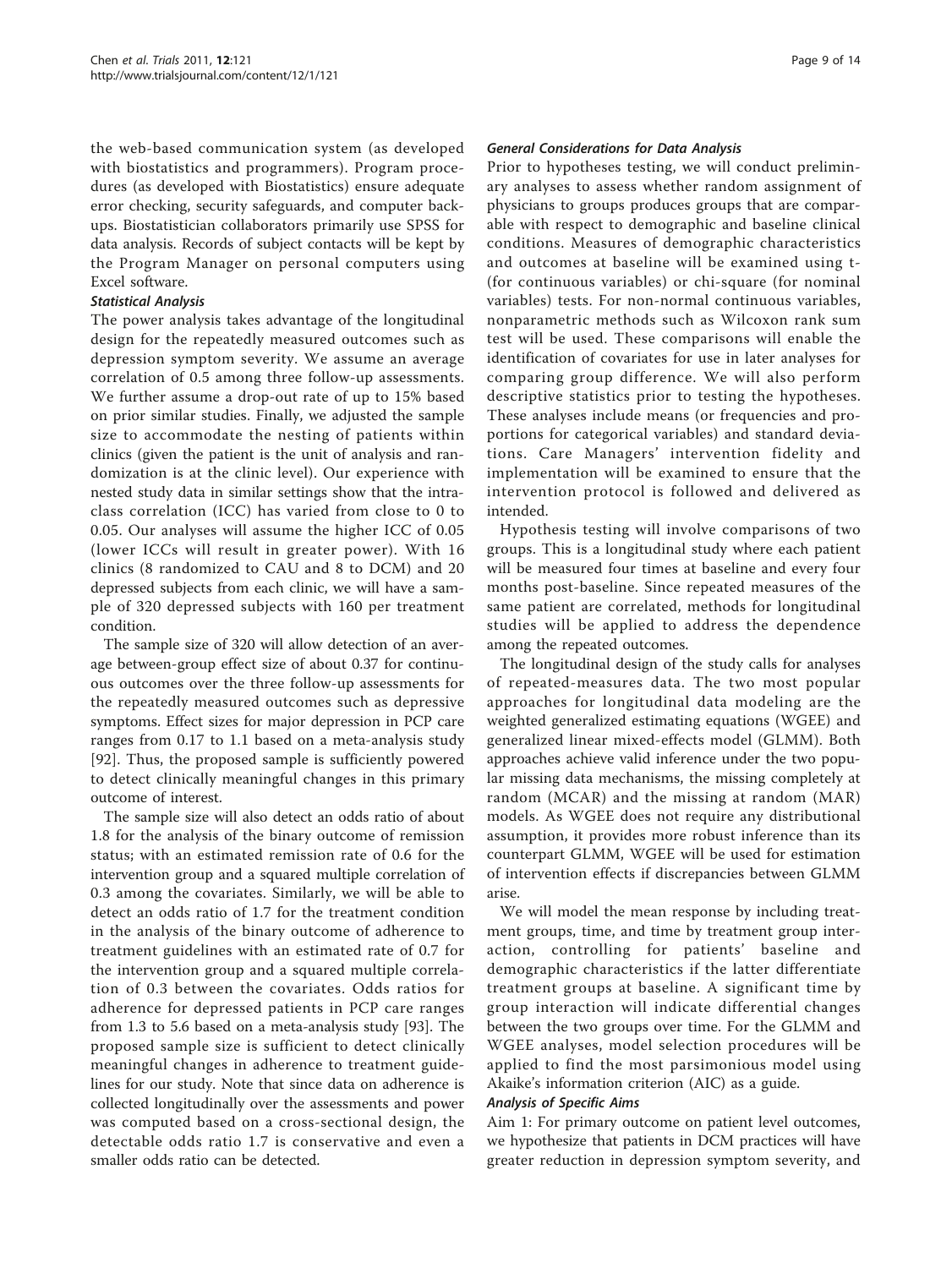the web-based communication system (as developed with biostatistics and programmers). Program procedures (as developed with Biostatistics) ensure adequate error checking, security safeguards, and computer backups. Biostatistician collaborators primarily use SPSS for data analysis. Records of subject contacts will be kept by the Program Manager on personal computers using Excel software.

### Statistical Analysis

The power analysis takes advantage of the longitudinal design for the repeatedly measured outcomes such as depression symptom severity. We assume an average correlation of 0.5 among three follow-up assessments. We further assume a drop-out rate of up to 15% based on prior similar studies. Finally, we adjusted the sample size to accommodate the nesting of patients within clinics (given the patient is the unit of analysis and randomization is at the clinic level). Our experience with nested study data in similar settings show that the intraclass correlation (ICC) has varied from close to 0 to 0.05. Our analyses will assume the higher ICC of 0.05 (lower ICCs will result in greater power). With 16 clinics (8 randomized to CAU and 8 to DCM) and 20 depressed subjects from each clinic, we will have a sample of 320 depressed subjects with 160 per treatment condition.

The sample size of 320 will allow detection of an average between-group effect size of about 0.37 for continuous outcomes over the three follow-up assessments for the repeatedly measured outcomes such as depressive symptoms. Effect sizes for major depression in PCP care ranges from 0.17 to 1.1 based on a meta-analysis study [92]. Thus, the proposed sample is sufficiently powered to detect clinically meaningful changes in this primary outcome of interest.

The sample size will also detect an odds ratio of about 1.8 for the analysis of the binary outcome of remission status; with an estimated remission rate of 0.6 for the intervention group and a squared multiple correlation of 0.3 among the covariates. Similarly, we will be able to detect an odds ratio of 1.7 for the treatment condition in the analysis of the binary outcome of adherence to treatment guidelines with an estimated rate of 0.7 for the intervention group and a squared multiple correlation of 0.3 between the covariates. Odds ratios for adherence for depressed patients in PCP care ranges from 1.3 to 5.6 based on a meta-analysis study [93]. The proposed sample size is sufficient to detect clinically meaningful changes in adherence to treatment guidelines for our study. Note that since data on adherence is collected longitudinally over the assessments and power was computed based on a cross-sectional design, the detectable odds ratio 1.7 is conservative and even a smaller odds ratio can be detected.

### General Considerations for Data Analysis

Prior to hypotheses testing, we will conduct preliminary analyses to assess whether random assignment of physicians to groups produces groups that are comparable with respect to demographic and baseline clinical conditions. Measures of demographic characteristics and outcomes at baseline will be examined using t- (for continuous variables) or chi-square (for nominal variables) tests. For non-normal continuous variables, nonparametric methods such as Wilcoxon rank sum test will be used. These comparisons will enable the identification of covariates for use in later analyses for comparing group difference. We will also perform descriptive statistics prior to testing the hypotheses. These analyses include means (or frequencies and proportions for categorical variables) and standard deviations. Care Managers' intervention fidelity and implementation will be examined to ensure that the intervention protocol is followed and delivered as intended.

Hypothesis testing will involve comparisons of two groups. This is a longitudinal study where each patient will be measured four times at baseline and every four months post-baseline. Since repeated measures of the same patient are correlated, methods for longitudinal studies will be applied to address the dependence among the repeated outcomes.

The longitudinal design of the study calls for analyses of repeated-measures data. The two most popular approaches for longitudinal data modeling are the weighted generalized estimating equations (WGEE) and generalized linear mixed-effects model (GLMM). Both approaches achieve valid inference under the two popular missing data mechanisms, the missing completely at random (MCAR) and the missing at random (MAR) models. As WGEE does not require any distributional assumption, it provides more robust inference than its counterpart GLMM, WGEE will be used for estimation of intervention effects if discrepancies between GLMM arise.

We will model the mean response by including treatment groups, time, and time by treatment group interaction, controlling for patients' baseline and demographic characteristics if the latter differentiate treatment groups at baseline. A significant time by group interaction will indicate differential changes between the two groups over time. For the GLMM and WGEE analyses, model selection procedures will be applied to find the most parsimonious model using Akaike's information criterion (AIC) as a guide.

### Analysis of Specific Aims

Aim 1: For primary outcome on patient level outcomes, we hypothesize that patients in DCM practices will have greater reduction in depression symptom severity, and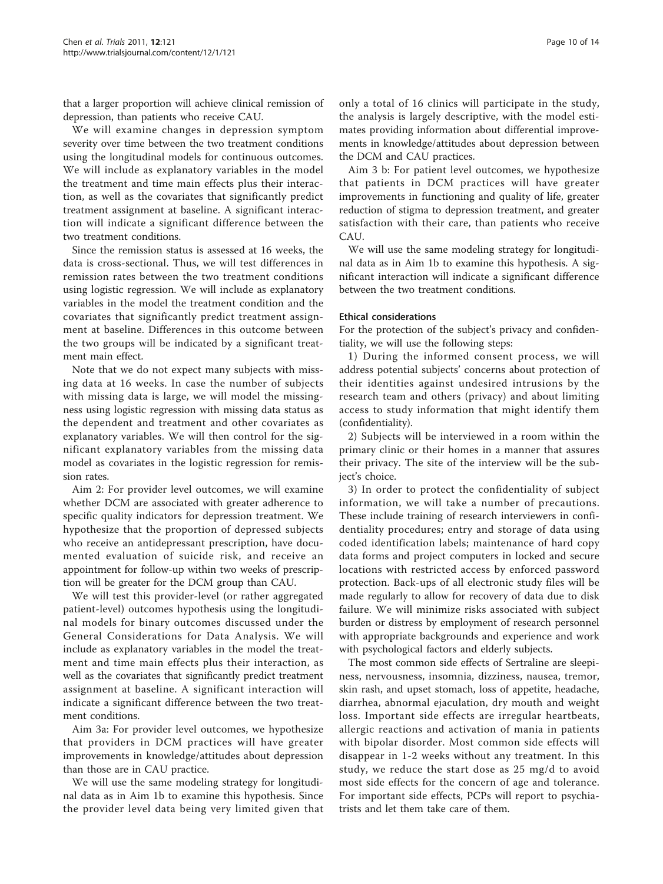that a larger proportion will achieve clinical remission of depression, than patients who receive CAU.

We will examine changes in depression symptom severity over time between the two treatment conditions using the longitudinal models for continuous outcomes. We will include as explanatory variables in the model the treatment and time main effects plus their interaction, as well as the covariates that significantly predict treatment assignment at baseline. A significant interaction will indicate a significant difference between the two treatment conditions.

Since the remission status is assessed at 16 weeks, the data is cross-sectional. Thus, we will test differences in remission rates between the two treatment conditions using logistic regression. We will include as explanatory variables in the model the treatment condition and the covariates that significantly predict treatment assignment at baseline. Differences in this outcome between the two groups will be indicated by a significant treatment main effect.

Note that we do not expect many subjects with missing data at 16 weeks. In case the number of subjects with missing data is large, we will model the missingness using logistic regression with missing data status as the dependent and treatment and other covariates as explanatory variables. We will then control for the significant explanatory variables from the missing data model as covariates in the logistic regression for remission rates.

Aim 2: For provider level outcomes, we will examine whether DCM are associated with greater adherence to specific quality indicators for depression treatment. We hypothesize that the proportion of depressed subjects who receive an antidepressant prescription, have documented evaluation of suicide risk, and receive an appointment for follow-up within two weeks of prescription will be greater for the DCM group than CAU.

We will test this provider-level (or rather aggregated patient-level) outcomes hypothesis using the longitudinal models for binary outcomes discussed under the General Considerations for Data Analysis. We will include as explanatory variables in the model the treatment and time main effects plus their interaction, as well as the covariates that significantly predict treatment assignment at baseline. A significant interaction will indicate a significant difference between the two treatment conditions.

Aim 3a: For provider level outcomes, we hypothesize that providers in DCM practices will have greater improvements in knowledge/attitudes about depression than those are in CAU practice.

We will use the same modeling strategy for longitudinal data as in Aim 1b to examine this hypothesis. Since the provider level data being very limited given that only a total of 16 clinics will participate in the study, the analysis is largely descriptive, with the model estimates providing information about differential improvements in knowledge/attitudes about depression between the DCM and CAU practices.

Aim 3 b: For patient level outcomes, we hypothesize that patients in DCM practices will have greater improvements in functioning and quality of life, greater reduction of stigma to depression treatment, and greater satisfaction with their care, than patients who receive CAU.

We will use the same modeling strategy for longitudinal data as in Aim 1b to examine this hypothesis. A significant interaction will indicate a significant difference between the two treatment conditions.

#### Ethical considerations

For the protection of the subject's privacy and confidentiality, we will use the following steps:

1) During the informed consent process, we will address potential subjects' concerns about protection of their identities against undesired intrusions by the research team and others (privacy) and about limiting access to study information that might identify them (confidentiality).

2) Subjects will be interviewed in a room within the primary clinic or their homes in a manner that assures their privacy. The site of the interview will be the subject's choice.

3) In order to protect the confidentiality of subject information, we will take a number of precautions. These include training of research interviewers in confidentiality procedures; entry and storage of data using coded identification labels; maintenance of hard copy data forms and project computers in locked and secure locations with restricted access by enforced password protection. Back-ups of all electronic study files will be made regularly to allow for recovery of data due to disk failure. We will minimize risks associated with subject burden or distress by employment of research personnel with appropriate backgrounds and experience and work with psychological factors and elderly subjects.

The most common side effects of Sertraline are sleepiness, nervousness, insomnia, dizziness, nausea, tremor, skin rash, and upset stomach, loss of appetite, headache, diarrhea, abnormal ejaculation, dry mouth and weight loss. Important side effects are irregular heartbeats, allergic reactions and activation of mania in patients with bipolar disorder. Most common side effects will disappear in 1-2 weeks without any treatment. In this study, we reduce the start dose as 25 mg/d to avoid most side effects for the concern of age and tolerance. For important side effects, PCPs will report to psychiatrists and let them take care of them.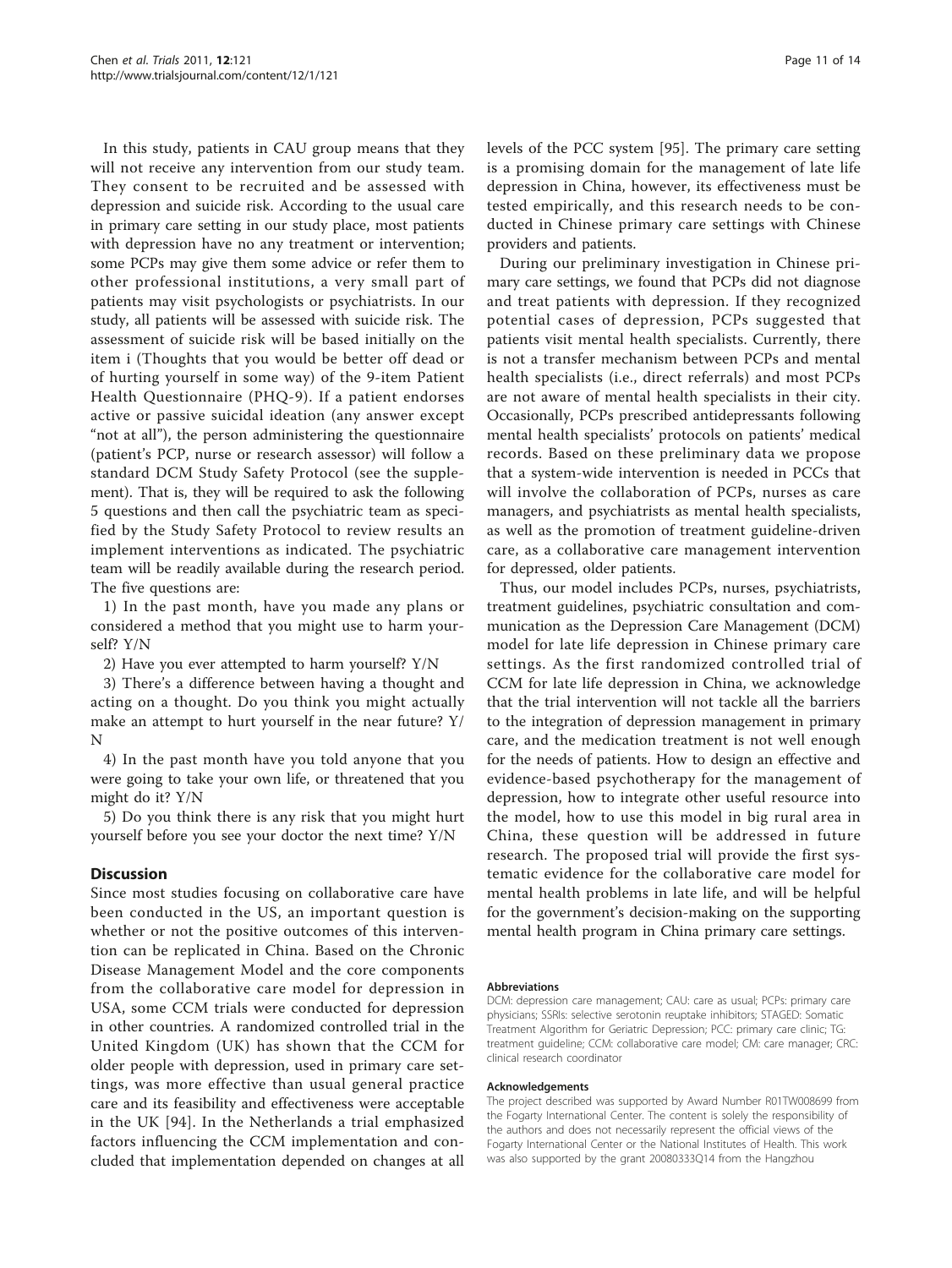In this study, patients in CAU group means that they will not receive any intervention from our study team. They consent to be recruited and be assessed with depression and suicide risk. According to the usual care in primary care setting in our study place, most patients with depression have no any treatment or intervention; some PCPs may give them some advice or refer them to other professional institutions, a very small part of patients may visit psychologists or psychiatrists. In our study, all patients will be assessed with suicide risk. The assessment of suicide risk will be based initially on the item i (Thoughts that you would be better off dead or of hurting yourself in some way) of the 9-item Patient Health Questionnaire (PHQ-9). If a patient endorses active or passive suicidal ideation (any answer except "not at all"), the person administering the questionnaire (patient's PCP, nurse or research assessor) will follow a standard DCM Study Safety Protocol (see the supplement). That is, they will be required to ask the following 5 questions and then call the psychiatric team as specified by the Study Safety Protocol to review results an implement interventions as indicated. The psychiatric team will be readily available during the research period. The five questions are:

1) In the past month, have you made any plans or considered a method that you might use to harm yourself? Y/N

2) Have you ever attempted to harm yourself? Y/N

3) There's a difference between having a thought and acting on a thought. Do you think you might actually make an attempt to hurt yourself in the near future? Y/N

4) In the past month have you told anyone that you were going to take your own life, or threatened that you might do it? Y/N

5) Do you think there is any risk that you might hurt yourself before you see your doctor the next time? Y/N

## Discussion

Since most studies focusing on collaborative care have been conducted in the US, an important question is whether or not the positive outcomes of this intervention can be replicated in China. Based on the Chronic Disease Management Model and the core components from the collaborative care model for depression in USA, some CCM trials were conducted for depression in other countries. A randomized controlled trial in the United Kingdom (UK) has shown that the CCM for older people with depression, used in primary care settings, was more effective than usual general practice care and its feasibility and effectiveness were acceptable in the UK [94]. In the Netherlands a trial emphasized factors influencing the CCM implementation and concluded that implementation depended on changes at all levels of the PCC system [95]. The primary care setting is a promising domain for the management of late life depression in China, however, its effectiveness must be tested empirically, and this research needs to be conducted in Chinese primary care settings with Chinese providers and patients.

During our preliminary investigation in Chinese primary care settings, we found that PCPs did not diagnose and treat patients with depression. If they recognized potential cases of depression, PCPs suggested that patients visit mental health specialists. Currently, there is not a transfer mechanism between PCPs and mental health specialists (i.e., direct referrals) and most PCPs are not aware of mental health specialists in their city. Occasionally, PCPs prescribed antidepressants following mental health specialists' protocols on patients' medical records. Based on these preliminary data we propose that a system-wide intervention is needed in PCCs that will involve the collaboration of PCPs, nurses as care managers, and psychiatrists as mental health specialists, as well as the promotion of treatment guideline-driven care, as a collaborative care management intervention for depressed, older patients.

Thus, our model includes PCPs, nurses, psychiatrists, treatment guidelines, psychiatric consultation and communication as the Depression Care Management (DCM) model for late life depression in Chinese primary care settings. As the first randomized controlled trial of CCM for late life depression in China, we acknowledge that the trial intervention will not tackle all the barriers to the integration of depression management in primary care, and the medication treatment is not well enough for the needs of patients. How to design an effective and evidence-based psychotherapy for the management of depression, how to integrate other useful resource into the model, how to use this model in big rural area in China, these question will be addressed in future research. The proposed trial will provide the first systematic evidence for the collaborative care model for mental health problems in late life, and will be helpful for the government's decision-making on the supporting mental health program in China primary care settings.

#### Abbreviations

DCM: depression care management; CAU: care as usual; PCPs: primary care physicians; SSRIs: selective serotonin reuptake inhibitors; STAGED: Somatic Treatment Algorithm for Geriatric Depression; PCC: primary care clinic; TG: treatment guideline; CCM: collaborative care model; CM: care manager; CRC: clinical research coordinator

#### Acknowledgements

The project described was supported by Award Number R01TW008699 from the Fogarty International Center. The content is solely the responsibility of the authors and does not necessarily represent the official views of the Fogarty International Center or the National Institutes of Health. This work was also supported by the grant 20080333Q14 from the Hangzhou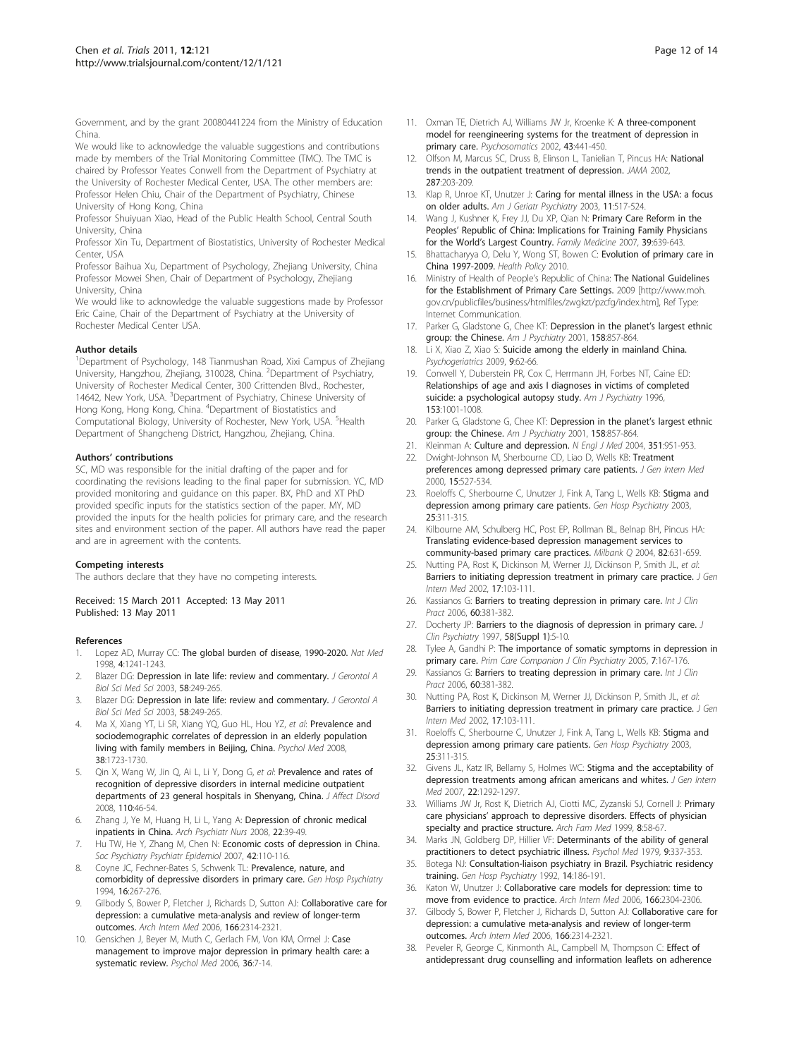Government, and by the grant 20080441224 from the Ministry of Education China.

We would like to acknowledge the valuable suggestions and contributions made by members of the Trial Monitoring Committee (TMC). The TMC is chaired by Professor Yeates Conwell from the Department of Psychiatry at the University of Rochester Medical Center, USA. The other members are: Professor Helen Chiu, Chair of the Department of Psychiatry, Chinese University of Hong Kong, China

Professor Shuiyuan Xiao, Head of the Public Health School, Central South University, China

Professor Xin Tu, Department of Biostatistics, University of Rochester Medical Center, USA

Professor Baihua Xu, Department of Psychology, Zhejiang University, China

Professor Mowei Shen, Chair of Department of Psychology, Zhejiang University, China

We would like to acknowledge the valuable suggestions made by Professor Eric Caine, Chair of the Department of Psychiatry at the University of Rochester Medical Center USA.

#### Author details

[1]Department of Psychology, 148 Tianmushan Road, Xixi Campus of Zhejiang University, Hangzhou, Zhejiang, 310028, China. [2]Department of Psychiatry, University of Rochester Medical Center, 300 Crittenden Blvd., Rochester, 14642, New York, USA. [3]Department of Psychiatry, Chinese University of Hong Kong, Hong Kong, China. [4]Department of Biostatistics and Computational Biology, University of Rochester, New York, USA. [5]Health Department of Shangcheng District, Hangzhou, Zhejiang, China.

#### Authors' contributions

SC, MD was responsible for the initial drafting of the paper and for coordinating the revisions leading to the final paper for submission. YC, MD provided monitoring and guidance on this paper. BX, PhD and XT PhD provided specific inputs for the statistics section of the paper. MY, MD provided the inputs for the health policies for primary care, and the research sites and environment section of the paper. All authors have read the paper and are in agreement with the contents.

#### Competing interests

The authors declare that they have no competing interests.

Received: 15 March 2011 Accepted: 13 May 2011
Published: 13 May 2011

#### References

1. Lopez AD, Murray CC: **The global burden of disease, 1990-2020.** *Nat Med* 1998, **4**:1241-1243.
2. Blazer DG: **Depression in late life: review and commentary.** *J Gerontol A Biol Sci Med Sci* 2003, **58**:249-265.
3. Blazer DG: **Depression in late life: review and commentary.** *J Gerontol A Biol Sci Med Sci* 2003, **58**:249-265.
4. Ma X, Xiang YT, Li SR, Xiang YQ, Guo HL, Hou YZ, *et al*: **Prevalence and sociodemographic correlates of depression in an elderly population living with family members in Beijing, China.** *Psychol Med* 2008, **38**:1723-1730.
5. Qin X, Wang W, Jin Q, Ai L, Li Y, Dong G, *et al*: **Prevalence and rates of recognition of depressive disorders in internal medicine outpatient departments of 23 general hospitals in Shenyang, China.** *J Affect Disord* 2008, **110**:46-54.
6. Zhang J, Ye M, Huang H, Li L, Yang A: **Depression of chronic medical inpatients in China.** *Arch Psychiatr Nurs* 2008, **22**:39-49.
7. Hu TW, He Y, Zhang M, Chen N: **Economic costs of depression in China.** *Soc Psychiatry Psychiatr Epidemiol* 2007, **42**:110-116.
8. Coyne JC, Fechner-Bates S, Schwenk TL: **Prevalence, nature, and comorbidity of depressive disorders in primary care.** *Gen Hosp Psychiatry* 1994, **16**:267-276.
9. Gilbody S, Bower P, Fletcher J, Richards D, Sutton AJ: **Collaborative care for depression: a cumulative meta-analysis and review of longer-term outcomes.** *Arch Intern Med* 2006, **166**:2314-2321.
10. Gensichen J, Beyer M, Muth C, Gerlach FM, Von KM, Ormel J: **Case management to improve major depression in primary health care: a systematic review.** *Psychol Med* 2006, **36**:7-14.
11. Oxman TE, Dietrich AJ, Williams JW Jr, Kroenke K: **A three-component model for reengineering systems for the treatment of depression in primary care.** *Psychosomatics* 2002, **43**:441-450.
12. Olfson M, Marcus SC, Druss B, Elinson L, Tanielian T, Pincus HA: **National trends in the outpatient treatment of depression.** *JAMA* 2002, **287**:203-209.
13. Klap R, Unroe KT, Unutzer J: **Caring for mental illness in the USA: a focus on older adults.** *Am J Geriatr Psychiatry* 2003, **11**:517-524.
14. Wang J, Kushner K, Frey JJ, Du XP, Qian N: **Primary Care Reform in the Peoples' Republic of China: Implications for Training Family Physicians for the World's Largest Country.** *Family Medicine* 2007, **39**:639-643.
15. Bhattacharyya O, Delu Y, Wong ST, Bowen C: **Evolution of primary care in China 1997-2009.** *Health Policy* 2010.
16. Ministry of Health of People's Republic of China: **The National Guidelines for the Establishment of Primary Care Settings.** 2009 [http://www.moh.gov.cn/publicfiles/business/htmlfiles/zwgkzt/pzcfg/index.htm], Ref Type: Internet Communication.
17. Parker G, Gladstone G, Chee KT: **Depression in the planet's largest ethnic group: the Chinese.** *Am J Psychiatry* 2001, **158**:857-864.
18. Li X, Xiao Z, Xiao S: **Suicide among the elderly in mainland China.** *Psychogeriatrics* 2009, **9**:62-66.
19. Conwell Y, Duberstein PR, Cox C, Herrmann JH, Forbes NT, Caine ED: **Relationships of age and axis I diagnoses in victims of completed suicide: a psychological autopsy study.** *Am J Psychiatry* 1996, **153**:1001-1008.
20. Parker G, Gladstone G, Chee KT: **Depression in the planet's largest ethnic group: the Chinese.** *Am J Psychiatry* 2001, **158**:857-864.
21. Kleinman A: **Culture and depression.** *N Engl J Med* 2004, **351**:951-953.
22. Dwight-Johnson M, Sherbourne CD, Liao D, Wells KB: **Treatment preferences among depressed primary care patients.** *J Gen Intern Med* 2000, **15**:527-534.
23. Roeloffs C, Sherbourne C, Unutzer J, Fink A, Tang L, Wells KB: **Stigma and depression among primary care patients.** *Gen Hosp Psychiatry* 2003, **25**:311-315.
24. Kilbourne AM, Schulberg HC, Post EP, Rollman BL, Belnap BH, Pincus HA: **Translating evidence-based depression management services to community-based primary care practices.** *Milbank Q* 2004, **82**:631-659.
25. Nutting PA, Rost K, Dickinson M, Werner JJ, Dickinson P, Smith JL, *et al*: **Barriers to initiating depression treatment in primary care practice.** *J Gen Intern Med* 2002, **17**:103-111.
26. Kassianos G: **Barriers to treating depression in primary care.** *Int J Clin Pract* 2006, **60**:381-382.
27. Docherty JP: **Barriers to the diagnosis of depression in primary care.** *J Clin Psychiatry* 1997, **58(Suppl 1)**:5-10.
28. Tylee A, Gandhi P: **The importance of somatic symptoms in depression in primary care.** *Prim Care Companion J Clin Psychiatry* 2005, **7**:167-176.
29. Kassianos G: **Barriers to treating depression in primary care.** *Int J Clin Pract* 2006, **60**:381-382.
30. Nutting PA, Rost K, Dickinson M, Werner JJ, Dickinson P, Smith JL, *et al*: **Barriers to initiating depression treatment in primary care practice.** *J Gen Intern Med* 2002, **17**:103-111.
31. Roeloffs C, Sherbourne C, Unutzer J, Fink A, Tang L, Wells KB: **Stigma and depression among primary care patients.** *Gen Hosp Psychiatry* 2003, **25**:311-315.
32. Givens JL, Katz IR, Bellamy S, Holmes WC: **Stigma and the acceptability of depression treatments among african americans and whites.** *J Gen Intern Med* 2007, **22**:1292-1297.
33. Williams JW Jr, Rost K, Dietrich AJ, Ciotti MC, Zyzanski SJ, Cornell J: **Primary care physicians' approach to depressive disorders. Effects of physician specialty and practice structure.** *Arch Fam Med* 1999, **8**:58-67.
34. Marks JN, Goldberg DP, Hillier VF: **Determinants of the ability of general practitioners to detect psychiatric illness.** *Psychol Med* 1979, **9**:337-353.
35. Botega NJ: **Consultation-liaison psychiatry in Brazil. Psychiatric residency training.** *Gen Hosp Psychiatry* 1992, **14**:186-191.
36. Katon W, Unutzer J: **Collaborative care models for depression: time to move from evidence to practice.** *Arch Intern Med* 2006, **166**:2304-2306.
37. Gilbody S, Bower P, Fletcher J, Richards D, Sutton AJ: **Collaborative care for depression: a cumulative meta-analysis and review of longer-term outcomes.** *Arch Intern Med* 2006, **166**:2314-2321.
38. Peveler R, George C, Kinmonth AL, Campbell M, Thompson C: **Effect of antidepressant drug counselling and information leaflets on adherence**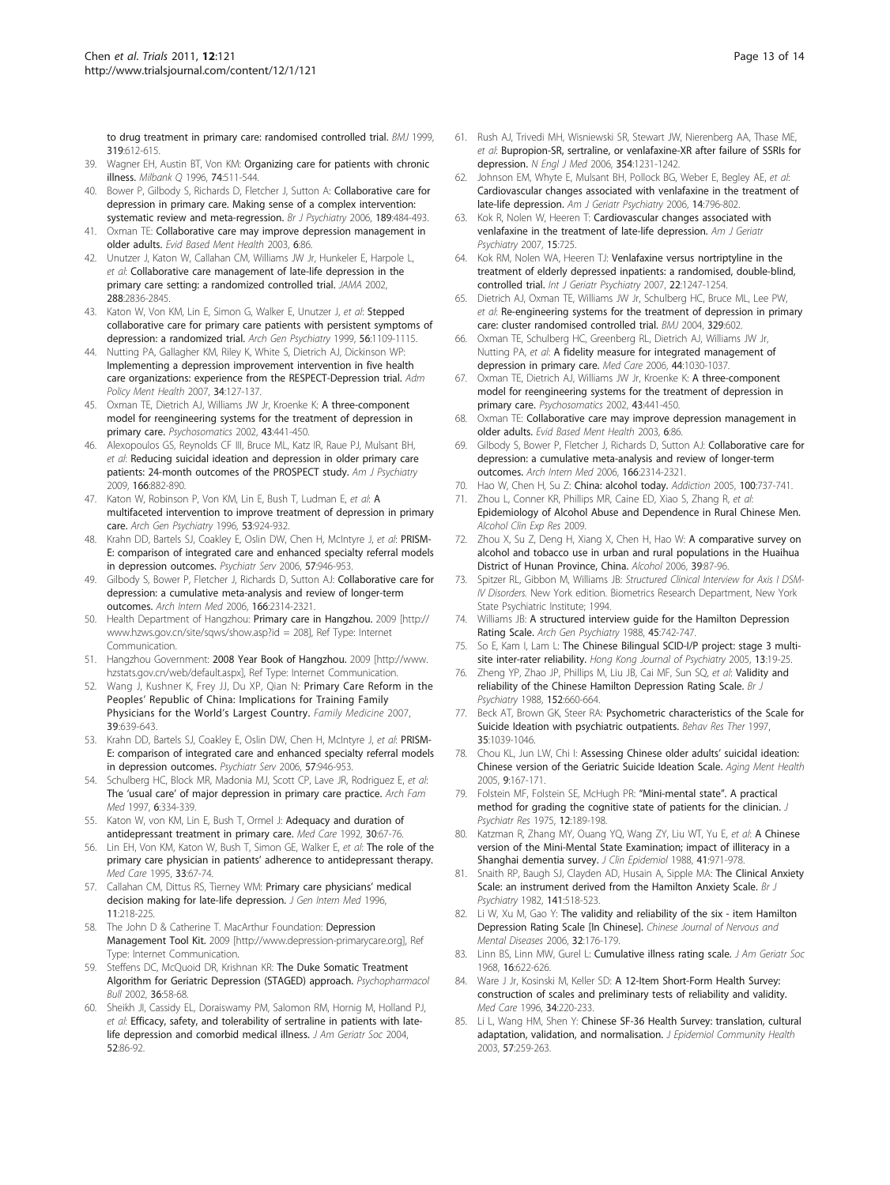to drug treatment in primary care: randomised controlled trial. *BMJ* 1999, **319**:612-615.

39. Wagner EH, Austin BT, Von KM: **Organizing care for patients with chronic illness.** *Milbank Q* 1996, **74**:511-544.
40. Bower P, Gilbody S, Richards D, Fletcher J, Sutton A: **Collaborative care for depression in primary care. Making sense of a complex intervention: systematic review and meta-regression.** *Br J Psychiatry* 2006, **189**:484-493.
41. Oxman TE: **Collaborative care may improve depression management in older adults.** *Evid Based Ment Health* 2003, **6**:86.
42. Unutzer J, Katon W, Callahan CM, Williams JW Jr, Hunkeler E, Harpole L, *et al*: **Collaborative care management of late-life depression in the primary care setting: a randomized controlled trial.** *JAMA* 2002, **288**:2836-2845.
43. Katon W, Von KM, Lin E, Simon G, Walker E, Unutzer J, *et al*: **Stepped collaborative care for primary care patients with persistent symptoms of depression: a randomized trial.** *Arch Gen Psychiatry* 1999, **56**:1109-1115.
44. Nutting PA, Gallagher KM, Riley K, White S, Dietrich AJ, Dickinson WP: **Implementing a depression improvement intervention in five health care organizations: experience from the RESPECT-Depression trial.** *Adm Policy Ment Health* 2007, **34**:127-137.
45. Oxman TE, Dietrich AJ, Williams JW Jr, Kroenke K: **A three-component model for reengineering systems for the treatment of depression in primary care.** *Psychosomatics* 2002, **43**:441-450.
46. Alexopoulos GS, Reynolds CF III, Bruce ML, Katz IR, Raue PJ, Mulsant BH, *et al*: **Reducing suicidal ideation and depression in older primary care patients: 24-month outcomes of the PROSPECT study.** *Am J Psychiatry* 2009, **166**:882-890.
47. Katon W, Robinson P, Von KM, Lin E, Bush T, Ludman E, *et al*: **A multifaceted intervention to improve treatment of depression in primary care.** *Arch Gen Psychiatry* 1996, **53**:924-932.
48. Krahn DD, Bartels SJ, Coakley E, Oslin DW, Chen H, McIntyre J, *et al*: **PRISM-E: comparison of integrated care and enhanced specialty referral models in depression outcomes.** *Psychiatr Serv* 2006, **57**:946-953.
49. Gilbody S, Bower P, Fletcher J, Richards D, Sutton AJ: **Collaborative care for depression: a cumulative meta-analysis and review of longer-term outcomes.** *Arch Intern Med* 2006, **166**:2314-2321.
50. Health Department of Hangzhou: **Primary care in Hangzhou.** 2009 [http://www.hzws.gov.cn/site/sqws/show.asp?id = 208], Ref Type: Internet Communication.
51. Hangzhou Government: **2008 Year Book of Hangzhou.** 2009 [http://www.hzstats.gov.cn/web/default.aspx], Ref Type: Internet Communication.
52. Wang J, Kushner K, Frey JJ, Du XP, Qian N: **Primary Care Reform in the Peoples' Republic of China: Implications for Training Family Physicians for the World's Largest Country.** *Family Medicine* 2007, **39**:639-643.
53. Krahn DD, Bartels SJ, Coakley E, Oslin DW, Chen H, McIntyre J, *et al*: **PRISM-E: comparison of integrated care and enhanced specialty referral models in depression outcomes.** *Psychiatr Serv* 2006, **57**:946-953.
54. Schulberg HC, Block MR, Madonia MJ, Scott CP, Lave JR, Rodriguez E, *et al*: **The 'usual care' of major depression in primary care practice.** *Arch Fam Med* 1997, **6**:334-339.
55. Katon W, von KM, Lin E, Bush T, Ormel J: **Adequacy and duration of antidepressant treatment in primary care.** *Med Care* 1992, **30**:67-76.
56. Lin EH, Von KM, Katon W, Bush T, Simon GE, Walker E, *et al*: **The role of the primary care physician in patients' adherence to antidepressant therapy.** *Med Care* 1995, **33**:67-74.
57. Callahan CM, Dittus RS, Tierney WM: **Primary care physicians' medical decision making for late-life depression.** *J Gen Intern Med* 1996, **11**:218-225.
58. The John D & Catherine T. MacArthur Foundation: **Depression Management Tool Kit.** 2009 [http://www.depression-primarycare.org], Ref Type: Internet Communication.
59. Steffens DC, McQuoid DR, Krishnan KR: **The Duke Somatic Treatment Algorithm for Geriatric Depression (STAGED) approach.** *Psychopharmacol Bull* 2002, **36**:58-68.
60. Sheikh JI, Cassidy EL, Doraiswamy PM, Salomon RM, Hornig M, Holland PJ, *et al*: **Efficacy, safety, and tolerability of sertraline in patients with late-life depression and comorbid medical illness.** *J Am Geriatr Soc* 2004, **52**:86-92.
61. Rush AJ, Trivedi MH, Wisniewski SR, Stewart JW, Nierenberg AA, Thase ME, *et al*: **Bupropion-SR, sertraline, or venlafaxine-XR after failure of SSRIs for depression.** *N Engl J Med* 2006, **354**:1231-1242.
62. Johnson EM, Whyte E, Mulsant BH, Pollock BG, Weber E, Begley AE, *et al*: **Cardiovascular changes associated with venlafaxine in the treatment of late-life depression.** *Am J Geriatr Psychiatry* 2006, **14**:796-802.
63. Kok R, Nolen W, Heeren T: **Cardiovascular changes associated with venlafaxine in the treatment of late-life depression.** *Am J Geriatr Psychiatry* 2007, **15**:725.
64. Kok RM, Nolen WA, Heeren TJ: **Venlafaxine versus nortriptyline in the treatment of elderly depressed inpatients: a randomised, double-blind, controlled trial.** *Int J Geriatr Psychiatry* 2007, **22**:1247-1254.
65. Dietrich AJ, Oxman TE, Williams JW Jr, Schulberg HC, Bruce ML, Lee PW, *et al*: **Re-engineering systems for the treatment of depression in primary care: cluster randomised controlled trial.** *BMJ* 2004, **329**:602.
66. Oxman TE, Schulberg HC, Greenberg RL, Dietrich AJ, Williams JW Jr, Nutting PA, *et al*: **A fidelity measure for integrated management of depression in primary care.** *Med Care* 2006, **44**:1030-1037.
67. Oxman TE, Dietrich AJ, Williams JW Jr, Kroenke K: **A three-component model for reengineering systems for the treatment of depression in primary care.** *Psychosomatics* 2002, **43**:441-450.
68. Oxman TE: **Collaborative care may improve depression management in older adults.** *Evid Based Ment Health* 2003, **6**:86.
69. Gilbody S, Bower P, Fletcher J, Richards D, Sutton AJ: **Collaborative care for depression: a cumulative meta-analysis and review of longer-term outcomes.** *Arch Intern Med* 2006, **166**:2314-2321.
70. Hao W, Chen H, Su Z: **China: alcohol today.** *Addiction* 2005, **100**:737-741.
71. Zhou L, Conner KR, Phillips MR, Caine ED, Xiao S, Zhang R, *et al*: **Epidemiology of Alcohol Abuse and Dependence in Rural Chinese Men.** *Alcohol Clin Exp Res* 2009.
72. Zhou X, Su Z, Deng H, Xiang X, Chen H, Hao W: **A comparative survey on alcohol and tobacco use in urban and rural populations in the Huaihua District of Hunan Province, China.** *Alcohol* 2006, **39**:87-96.
73. Spitzer RL, Gibbon M, Williams JB: *Structured Clinical Interview for Axis I DSM-IV Disorders.* New York edition. Biometrics Research Department, New York State Psychiatric Institute; 1994.
74. Williams JB: **A structured interview guide for the Hamilton Depression Rating Scale.** *Arch Gen Psychiatry* 1988, **45**:742-747.
75. So E, Kam I, Lam L: **The Chinese Bilingual SCID-I/P project: stage 3 multi-site inter-rater reliability.** *Hong Kong Journal of Psychiatry* 2005, **13**:19-25.
76. Zheng YP, Zhao JP, Phillips M, Liu JB, Cai MF, Sun SQ, *et al*: **Validity and reliability of the Chinese Hamilton Depression Rating Scale.** *Br J Psychiatry* 1988, **152**:660-664.
77. Beck AT, Brown GK, Steer RA: **Psychometric characteristics of the Scale for Suicide Ideation with psychiatric outpatients.** *Behav Res Ther* 1997, **35**:1039-1046.
78. Chou KL, Jun LW, Chi I: **Assessing Chinese older adults' suicidal ideation: Chinese version of the Geriatric Suicide Ideation Scale.** *Aging Ment Health* 2005, **9**:167-171.
79. Folstein MF, Folstein SE, McHugh PR: **"Mini-mental state". A practical method for grading the cognitive state of patients for the clinician.** *J Psychiatr Res* 1975, **12**:189-198.
80. Katzman R, Zhang MY, Ouang YQ, Wang ZY, Liu WT, Yu E, *et al*: **A Chinese version of the Mini-Mental State Examination; impact of illiteracy in a Shanghai dementia survey.** *J Clin Epidemiol* 1988, **41**:971-978.
81. Snaith RP, Baugh SJ, Clayden AD, Husain A, Sipple MA: **The Clinical Anxiety Scale: an instrument derived from the Hamilton Anxiety Scale.** *Br J Psychiatry* 1982, **141**:518-523.
82. Li W, Xu M, Gao Y: **The validity and reliability of the six - item Hamilton Depression Rating Scale [In Chinese].** *Chinese Journal of Nervous and Mental Diseases* 2006, **32**:176-179.
83. Linn BS, Linn MW, Gurel L: **Cumulative illness rating scale.** *J Am Geriatr Soc* 1968, **16**:622-626.
84. Ware J Jr, Kosinski M, Keller SD: **A 12-Item Short-Form Health Survey: construction of scales and preliminary tests of reliability and validity.** *Med Care* 1996, **34**:220-233.
85. Li L, Wang HM, Shen Y: **Chinese SF-36 Health Survey: translation, cultural adaptation, validation, and normalisation.** *J Epidemiol Community Health* 2003, **57**:259-263.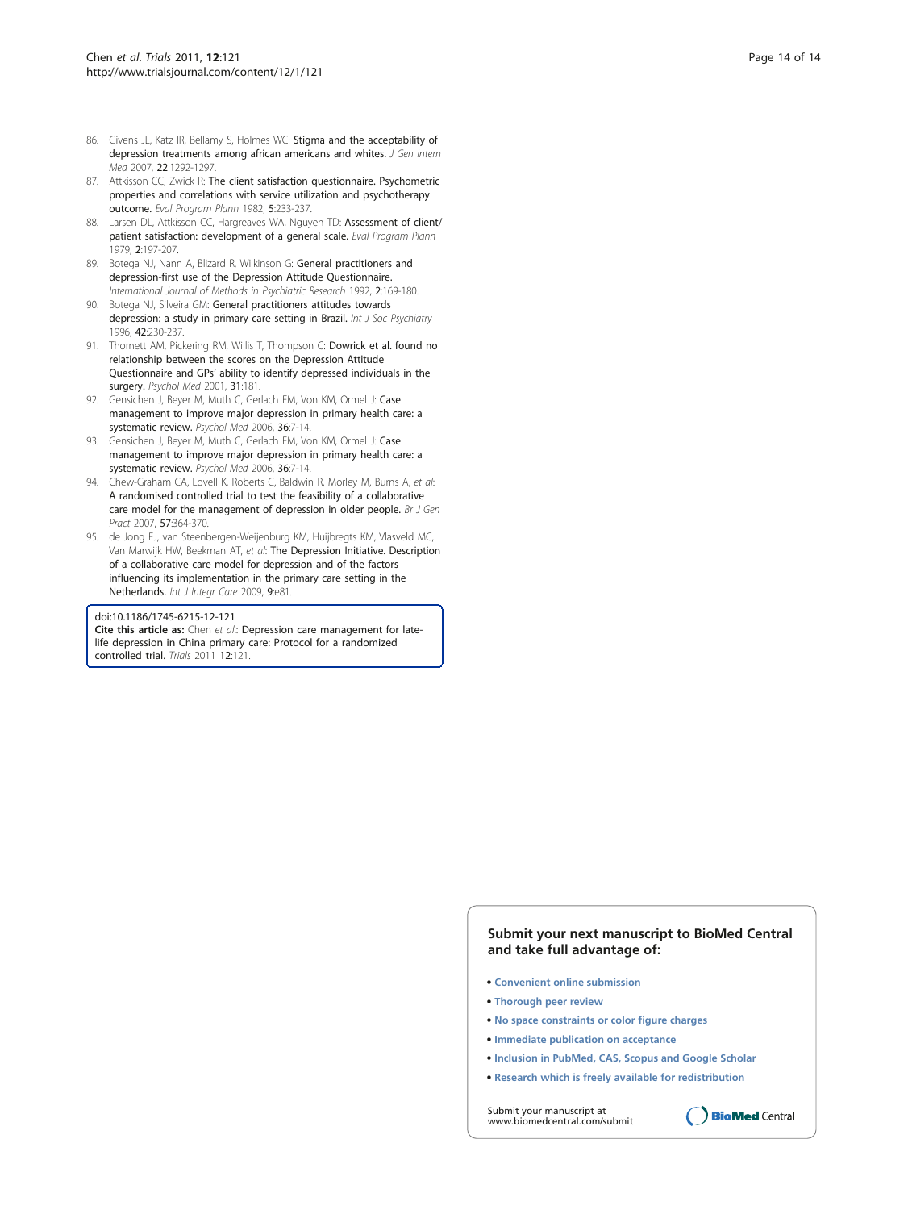86. Givens JL, Katz IR, Bellamy S, Holmes WC: **Stigma and the acceptability of depression treatments among african americans and whites.** *J Gen Intern Med* 2007, **22**:1292-1297.
87. Attkisson CC, Zwick R: **The client satisfaction questionnaire. Psychometric properties and correlations with service utilization and psychotherapy outcome.** *Eval Program Plann* 1982, **5**:233-237.
88. Larsen DL, Attkisson CC, Hargreaves WA, Nguyen TD: **Assessment of client/patient satisfaction: development of a general scale.** *Eval Program Plann* 1979, **2**:197-207.
89. Botega NJ, Nann A, Blizard R, Wilkinson G: **General practitioners and depression-first use of the Depression Attitude Questionnaire.** *International Journal of Methods in Psychiatric Research* 1992, **2**:169-180.
90. Botega NJ, Silveira GM: **General practitioners attitudes towards depression: a study in primary care setting in Brazil.** *Int J Soc Psychiatry* 1996, **42**:230-237.
91. Thornett AM, Pickering RM, Willis T, Thompson C: **Dowrick et al. found no relationship between the scores on the Depression Attitude Questionnaire and GPs' ability to identify depressed individuals in the surgery.** *Psychol Med* 2001, **31**:181.
92. Gensichen J, Beyer M, Muth C, Gerlach FM, Von KM, Ormel J: **Case management to improve major depression in primary health care: a systematic review.** *Psychol Med* 2006, **36**:7-14.
93. Gensichen J, Beyer M, Muth C, Gerlach FM, Von KM, Ormel J: **Case management to improve major depression in primary health care: a systematic review.** *Psychol Med* 2006, **36**:7-14.
94. Chew-Graham CA, Lovell K, Roberts C, Baldwin R, Morley M, Burns A, *et al*: **A randomised controlled trial to test the feasibility of a collaborative care model for the management of depression in older people.** *Br J Gen Pract* 2007, **57**:364-370.
95. de Jong FJ, van Steenbergen-Weijenburg KM, Huijbregts KM, Vlasveld MC, Van Marwijk HW, Beekman AT, *et al*: **The Depression Initiative. Description of a collaborative care model for depression and of the factors influencing its implementation in the primary care setting in the Netherlands.** *Int J Integr Care* 2009, **9**:e81.

doi:10.1186/1745-6215-12-121
**Cite this article as:** Chen *et al.*: Depression care management for late-life depression in China primary care: Protocol for a randomized controlled trial. *Trials* 2011 **12**:121.

**Submit your next manuscript to BioMed Central and take full advantage of:**

- Convenient online submission
- Thorough peer review
- No space constraints or color figure charges
- Immediate publication on acceptance
- Inclusion in PubMed, CAS, Scopus and Google Scholar
- Research which is freely available for redistribution

Submit your manuscript at
www.biomedcentral.com/submit

BioMed Central